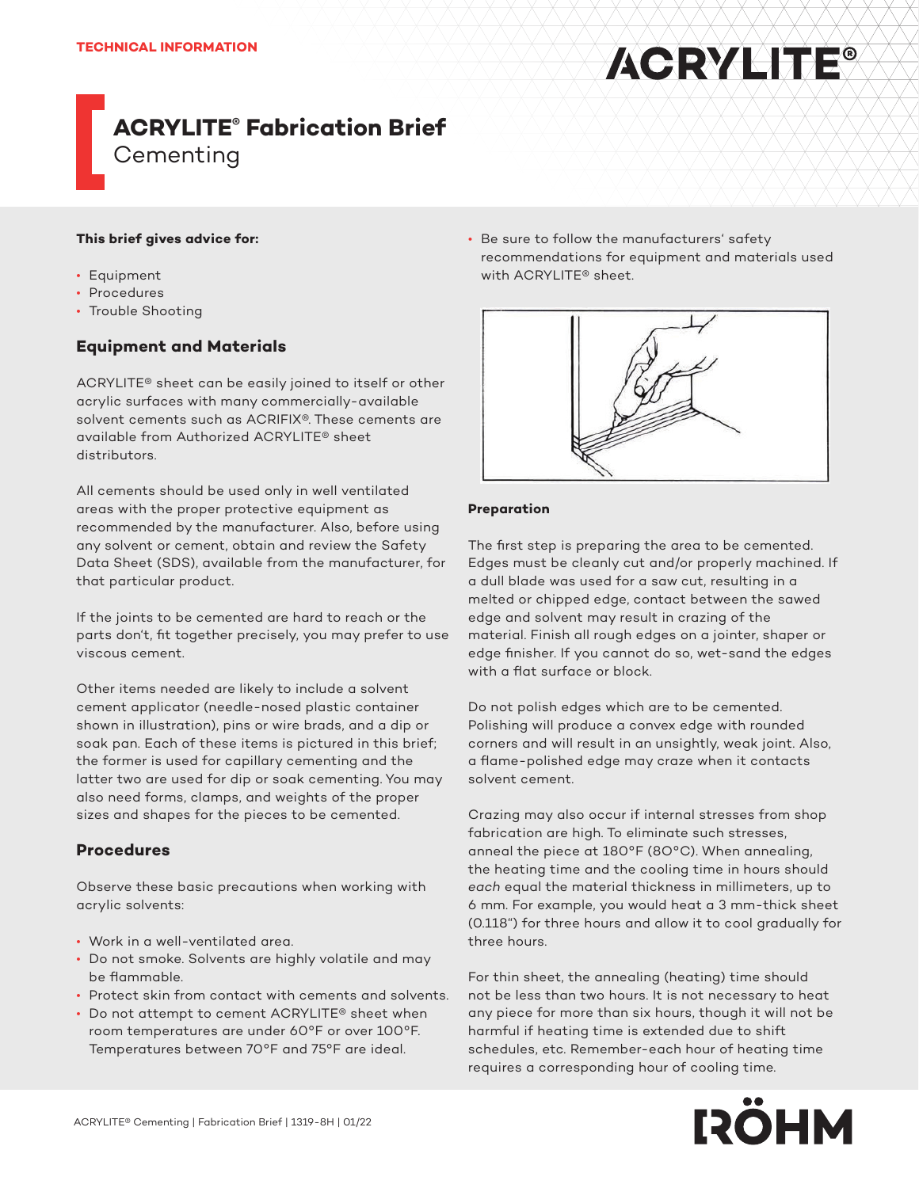TECHNICAL INFORMATION

# ACRYLITE® Fabrication Brief
Cementing

**This brief gives advice for:**

- Equipment
- Procedures
- Trouble Shooting

## Equipment and Materials

ACRYLITE® sheet can be easily joined to itself or other acrylic surfaces with many commercially-available solvent cements such as ACRIFIX®. These cements are available from Authorized ACRYLITE® sheet distributors.

All cements should be used only in well ventilated areas with the proper protective equipment as recommended by the manufacturer. Also, before using any solvent or cement, obtain and review the Safety Data Sheet (SDS), available from the manufacturer, for that particular product.

If the joints to be cemented are hard to reach or the parts don't, fit together precisely, you may prefer to use viscous cement.

Other items needed are likely to include a solvent cement applicator (needle-nosed plastic container shown in illustration), pins or wire brads, and a dip or soak pan. Each of these items is pictured in this brief; the former is used for capillary cementing and the latter two are used for dip or soak cementing. You may also need forms, clamps, and weights of the proper sizes and shapes for the pieces to be cemented.

## Procedures

Observe these basic precautions when working with acrylic solvents:

- Work in a well-ventilated area.
- Do not smoke. Solvents are highly volatile and may be flammable.
- Protect skin from contact with cements and solvents.
- Do not attempt to cement ACRYLITE® sheet when room temperatures are under 60°F or over 100°F. Temperatures between 70°F and 75°F are ideal.
- Be sure to follow the manufacturers' safety recommendations for equipment and materials used with ACRYLITE® sheet.

**Preparation**

The first step is preparing the area to be cemented. Edges must be cleanly cut and/or properly machined. If a dull blade was used for a saw cut, resulting in a melted or chipped edge, contact between the sawed edge and solvent may result in crazing of the material. Finish all rough edges on a jointer, shaper or edge finisher. If you cannot do so, wet-sand the edges with a flat surface or block.

Do not polish edges which are to be cemented. Polishing will produce a convex edge with rounded corners and will result in an unsightly, weak joint. Also, a flame-polished edge may craze when it contacts solvent cement.

Crazing may also occur if internal stresses from shop fabrication are high. To eliminate such stresses, anneal the piece at 180°F (80°C). When annealing, the heating time and the cooling time in hours should *each* equal the material thickness in millimeters, up to 6 mm. For example, you would heat a 3 mm-thick sheet (0.118") for three hours and allow it to cool gradually for three hours.

For thin sheet, the annealing (heating) time should not be less than two hours. It is not necessary to heat any piece for more than six hours, though it will not be harmful if heating time is extended due to shift schedules, etc. Remember-each hour of heating time requires a corresponding hour of cooling time.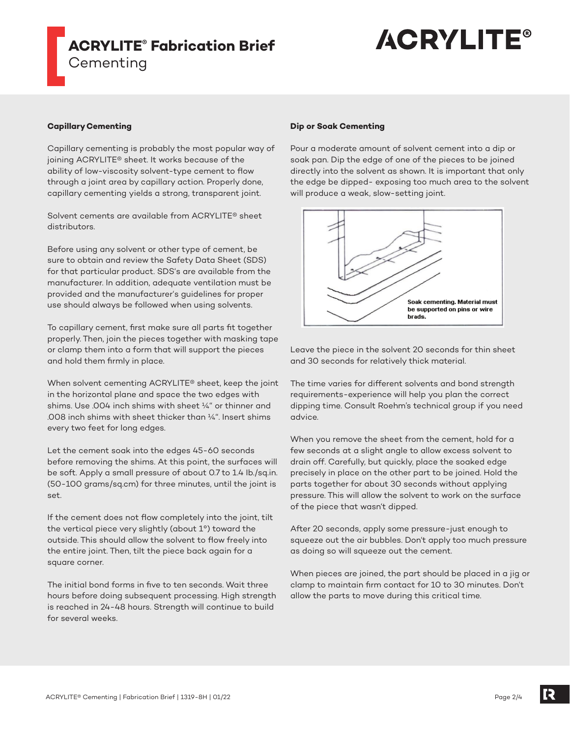# ACRYLITE® Fabrication Brief
Cementing

### Capillary Cementing

Capillary cementing is probably the most popular way of joining ACRYLITE® sheet. It works because of the ability of low-viscosity solvent-type cement to flow through a joint area by capillary action. Properly done, capillary cementing yields a strong, transparent joint.

Solvent cements are available from ACRYLITE® sheet distributors.

Before using any solvent or other type of cement, be sure to obtain and review the Safety Data Sheet (SDS) for that particular product. SDS's are available from the manufacturer. In addition, adequate ventilation must be provided and the manufacturer's guidelines for proper use should always be followed when using solvents.

To capillary cement, first make sure all parts fit together properly. Then, join the pieces together with masking tape or clamp them into a form that will support the pieces and hold them firmly in place.

When solvent cementing ACRYLITE® sheet, keep the joint in the horizontal plane and space the two edges with shims. Use .004 inch shims with sheet ¼" or thinner and .008 inch shims with sheet thicker than ¼". Insert shims every two feet for long edges.

Let the cement soak into the edges 45-60 seconds before removing the shims. At this point, the surfaces will be soft. Apply a small pressure of about 0.7 to 1.4 lb./sq.in. (50-100 grams/sq.cm) for three minutes, until the joint is set.

If the cement does not flow completely into the joint, tilt the vertical piece very slightly (about 1°) toward the outside. This should allow the solvent to flow freely into the entire joint. Then, tilt the piece back again for a square corner.

The initial bond forms in five to ten seconds. Wait three hours before doing subsequent processing. High strength is reached in 24-48 hours. Strength will continue to build for several weeks.

### Dip or Soak Cementing

Pour a moderate amount of solvent cement into a dip or soak pan. Dip the edge of one of the pieces to be joined directly into the solvent as shown. It is important that only the edge be dipped- exposing too much area to the solvent will produce a weak, slow-setting joint.

**Soak cementing. Material must be supported on pins or wire brads.**

Leave the piece in the solvent 20 seconds for thin sheet and 30 seconds for relatively thick material.

The time varies for different solvents and bond strength requirements-experience will help you plan the correct dipping time. Consult Roehm's technical group if you need advice.

When you remove the sheet from the cement, hold for a few seconds at a slight angle to allow excess solvent to drain off. Carefully, but quickly, place the soaked edge precisely in place on the other part to be joined. Hold the parts together for about 30 seconds without applying pressure. This will allow the solvent to work on the surface of the piece that wasn't dipped.

After 20 seconds, apply some pressure-just enough to squeeze out the air bubbles. Don't apply too much pressure as doing so will squeeze out the cement.

When pieces are joined, the part should be placed in a jig or clamp to maintain firm contact for 10 to 30 minutes. Don't allow the parts to move during this critical time.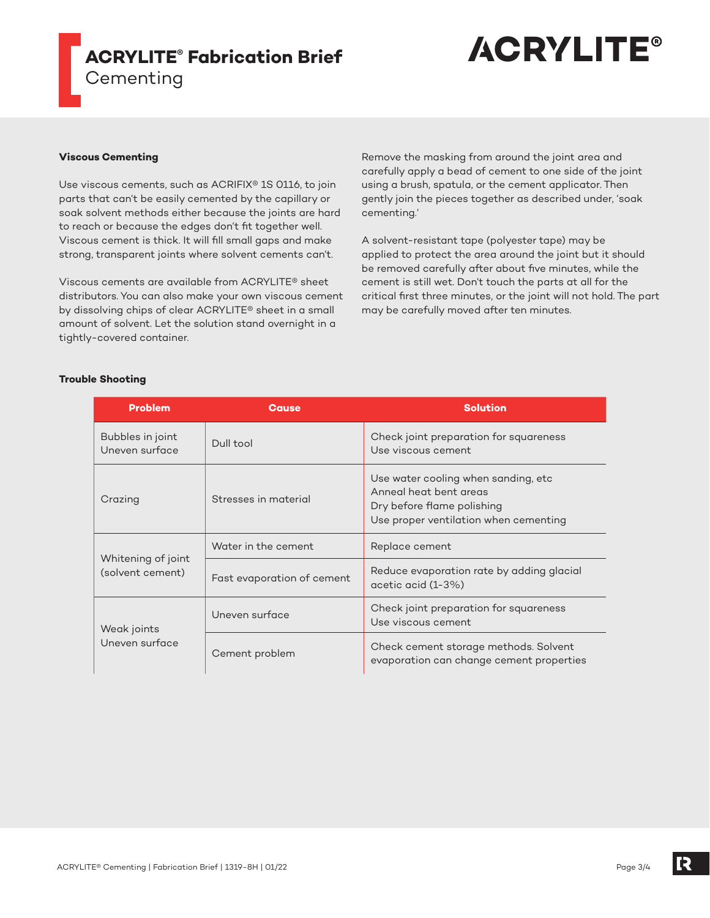### Viscous Cementing

Use viscous cements, such as ACRIFIX® 1S 0116, to join parts that can't be easily cemented by the capillary or soak solvent methods either because the joints are hard to reach or because the edges don't fit together well. Viscous cement is thick. It will fill small gaps and make strong, transparent joints where solvent cements can't.

Viscous cements are available from ACRYLITE® sheet distributors. You can also make your own viscous cement by dissolving chips of clear ACRYLITE® sheet in a small amount of solvent. Let the solution stand overnight in a tightly-covered container.

Remove the masking from around the joint area and carefully apply a bead of cement to one side of the joint using a brush, spatula, or the cement applicator. Then gently join the pieces together as described under, 'soak cementing.'

A solvent-resistant tape (polyester tape) may be applied to protect the area around the joint but it should be removed carefully after about five minutes, while the cement is still wet. Don't touch the parts at all for the critical first three minutes, or the joint will not hold. The part may be carefully moved after ten minutes.

### Trouble Shooting

| Problem | Cause | Solution |
|---|---|---|
| Bubbles in joint<br>Uneven surface | Dull tool | Check joint preparation for squareness<br>Use viscous cement |
| Crazing | Stresses in material | Use water cooling when sanding, etc<br>Anneal heat bent areas<br>Dry before flame polishing<br>Use proper ventilation when cementing |
| Whitening of joint (solvent cement) | Water in the cement | Replace cement |
| | Fast evaporation of cement | Reduce evaporation rate by adding glacial acetic acid (1-3%) |
| Weak joints<br>Uneven surface | Uneven surface | Check joint preparation for squareness<br>Use viscous cement |
| | Cement problem | Check cement storage methods. Solvent evaporation can change cement properties |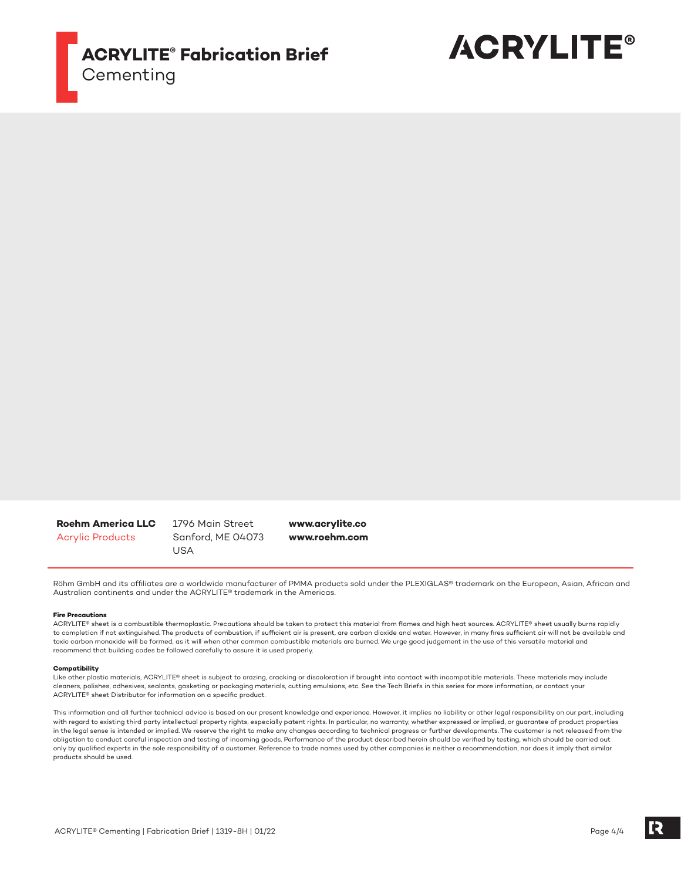**Roehm America LLC**
Acrylic Products

1796 Main Street
Sanford, ME 04073
USA

**www.acrylite.co**
**www.roehm.com**

Röhm GmbH and its affiliates are a worldwide manufacturer of PMMA products sold under the PLEXIGLAS® trademark on the European, Asian, African and Australian continents and under the ACRYLITE® trademark in the Americas.

**Fire Precautions**

ACRYLITE® sheet is a combustible thermoplastic. Precautions should be taken to protect this material from flames and high heat sources. ACRYLITE® sheet usually burns rapidly to completion if not extinguished. The products of combustion, if sufficient air is present, are carbon dioxide and water. However, in many fires sufficient air will not be available and toxic carbon monoxide will be formed, as it will when other common combustible materials are burned. We urge good judgement in the use of this versatile material and recommend that building codes be followed carefully to assure it is used properly.

**Compatibility**

Like other plastic materials, ACRYLITE® sheet is subject to crazing, cracking or discoloration if brought into contact with incompatible materials. These materials may include cleaners, polishes, adhesives, sealants, gasketing or packaging materials, cutting emulsions, etc. See the Tech Briefs in this series for more information, or contact your ACRYLITE® sheet Distributor for information on a specific product.

This information and all further technical advice is based on our present knowledge and experience. However, it implies no liability or other legal responsibility on our part, including with regard to existing third party intellectual property rights, especially patent rights. In particular, no warranty, whether expressed or implied, or guarantee of product properties in the legal sense is intended or implied. We reserve the right to make any changes according to technical progress or further developments. The customer is not released from the obligation to conduct careful inspection and testing of incoming goods. Performance of the product described herein should be verified by testing, which should be carried out only by qualified experts in the sole responsibility of a customer. Reference to trade names used by other companies is neither a recommendation, nor does it imply that similar products should be used.

ACRYLITE® Cementing | Fabrication Brief | 1319-8H | 01/22